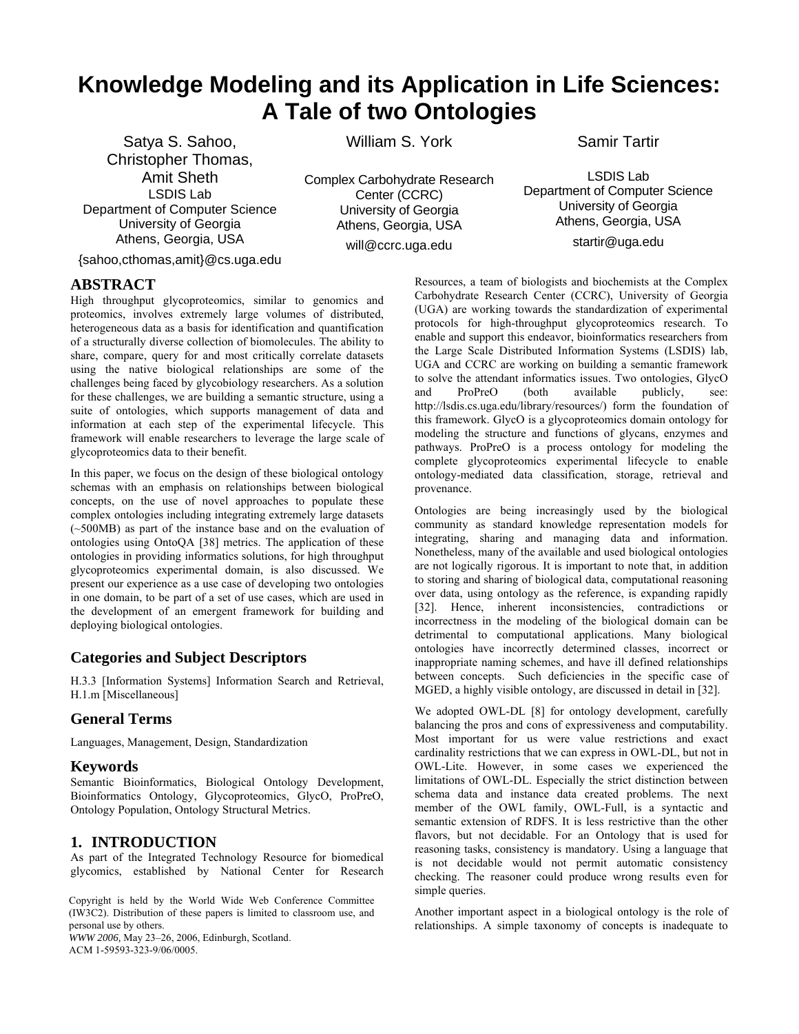# Knowledge Modeling and its Application in Life Sciences: A Tale of two Ontologies

Satya S. Sahoo, Christopher Thomas, Amit Sheth
LSDIS Lab
Department of Computer Science
University of Georgia
Athens, Georgia, USA
{sahoo,cthomas,amit}@cs.uga.edu

William S. York
Complex Carbohydrate Research Center (CCRC)
University of Georgia
Athens, Georgia, USA
will@ccrc.uga.edu

Samir Tartir
LSDIS Lab
Department of Computer Science
University of Georgia
Athens, Georgia, USA
startir@uga.edu

## ABSTRACT

High throughput glycoproteomics, similar to genomics and proteomics, involves extremely large volumes of distributed, heterogeneous data as a basis for identification and quantification of a structurally diverse collection of biomolecules. The ability to share, compare, query for and most critically correlate datasets using the native biological relationships are some of the challenges being faced by glycobiology researchers. As a solution for these challenges, we are building a semantic structure, using a suite of ontologies, which supports management of data and information at each step of the experimental lifecycle. This framework will enable researchers to leverage the large scale of glycoproteomics data to their benefit.

In this paper, we focus on the design of these biological ontology schemas with an emphasis on relationships between biological concepts, on the use of novel approaches to populate these complex ontologies including integrating extremely large datasets (~500MB) as part of the instance base and on the evaluation of ontologies using OntoQA [38] metrics. The application of these ontologies in providing informatics solutions, for high throughput glycoproteomics experimental domain, is also discussed. We present our experience as a use case of developing two ontologies in one domain, to be part of a set of use cases, which are used in the development of an emergent framework for building and deploying biological ontologies.

### Categories and Subject Descriptors

H.3.3 [Information Systems] Information Search and Retrieval, H.1.m [Miscellaneous]

### General Terms

Languages, Management, Design, Standardization

### Keywords

Semantic Bioinformatics, Biological Ontology Development, Bioinformatics Ontology, Glycoproteomics, GlycO, ProPreO, Ontology Population, Ontology Structural Metrics.

## 1. INTRODUCTION

As part of the Integrated Technology Resource for biomedical glycomics, established by National Center for Research Resources, a team of biologists and biochemists at the Complex Carbohydrate Research Center (CCRC), University of Georgia (UGA) are working towards the standardization of experimental protocols for high-throughput glycoproteomics research. To enable and support this endeavor, bioinformatics researchers from the Large Scale Distributed Information Systems (LSDIS) lab, UGA and CCRC are working on building a semantic framework to solve the attendant informatics issues. Two ontologies, GlycO and ProPreO (both available publicly, see: http://lsdis.cs.uga.edu/library/resources/) form the foundation of this framework. GlycO is a glycoproteomics domain ontology for modeling the structure and functions of glycans, enzymes and pathways. ProPreO is a process ontology for modeling the complete glycoproteomics experimental lifecycle to enable ontology-mediated data classification, storage, retrieval and provenance.

Ontologies are being increasingly used by the biological community as standard knowledge representation models for integrating, sharing and managing data and information. Nonetheless, many of the available and used biological ontologies are not logically rigorous. It is important to note that, in addition to storing and sharing of biological data, computational reasoning over data, using ontology as the reference, is expanding rapidly [32]. Hence, inherent inconsistencies, contradictions or incorrectness in the modeling of the biological domain can be detrimental to computational applications. Many biological ontologies have incorrectly determined classes, incorrect or inappropriate naming schemes, and have ill defined relationships between concepts. Such deficiencies in the specific case of MGED, a highly visible ontology, are discussed in detail in [32].

We adopted OWL-DL [8] for ontology development, carefully balancing the pros and cons of expressiveness and computability. Most important for us were value restrictions and exact cardinality restrictions that we can express in OWL-DL, but not in OWL-Lite. However, in some cases we experienced the limitations of OWL-DL. Especially the strict distinction between schema data and instance data created problems. The next member of the OWL family, OWL-Full, is a syntactic and semantic extension of RDFS. It is less restrictive than the other flavors, but not decidable. For an Ontology that is used for reasoning tasks, consistency is mandatory. Using a language that is not decidable would not permit automatic consistency checking. The reasoner could produce wrong results even for simple queries.

Another important aspect in a biological ontology is the role of relationships. A simple taxonomy of concepts is inadequate to

Copyright is held by the World Wide Web Conference Committee (IW3C2). Distribution of these papers is limited to classroom use, and personal use by others.
*WWW 2006*, May 23–26, 2006, Edinburgh, Scotland.
ACM 1-59593-323-9/06/0005.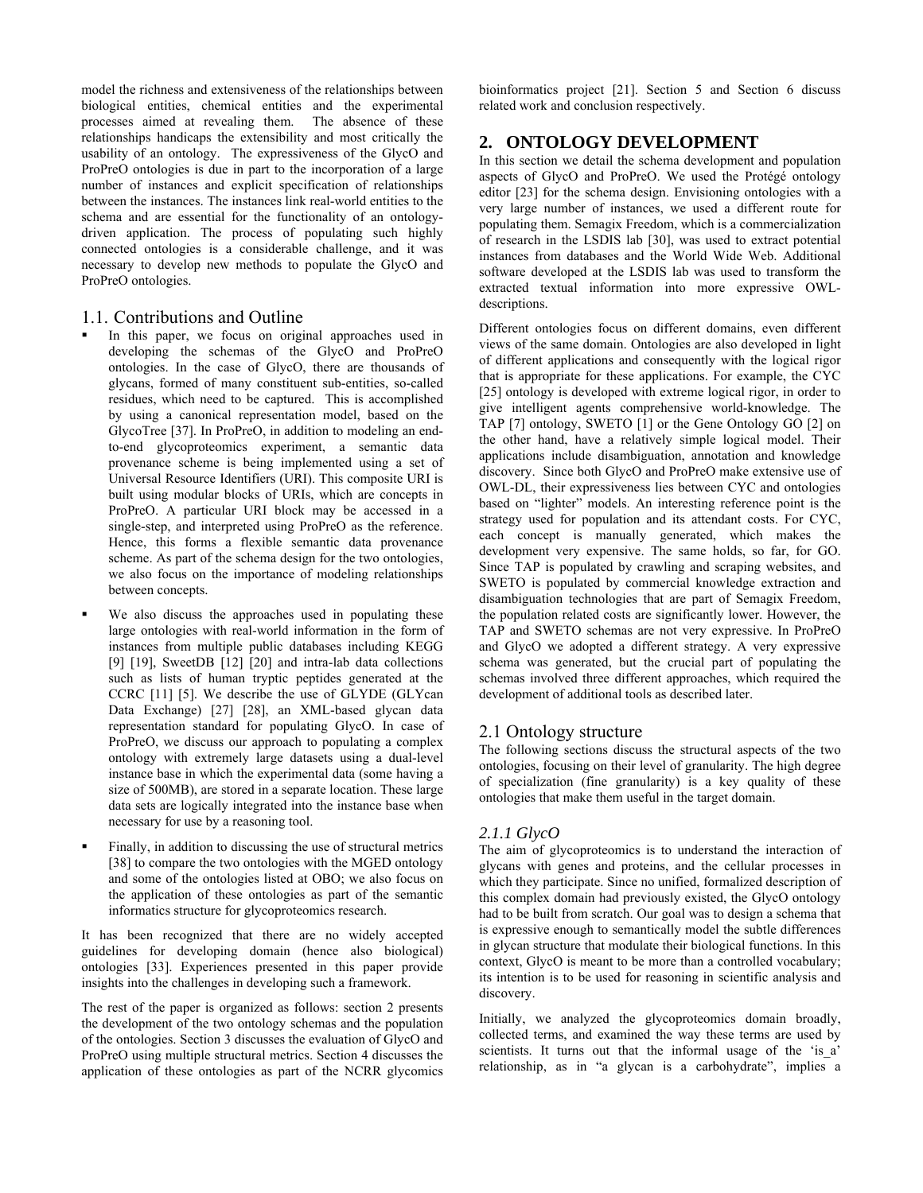model the richness and extensiveness of the relationships between biological entities, chemical entities and the experimental processes aimed at revealing them. The absence of these relationships handicaps the extensibility and most critically the usability of an ontology. The expressiveness of the GlycO and ProPreO ontologies is due in part to the incorporation of a large number of instances and explicit specification of relationships between the instances. The instances link real-world entities to the schema and are essential for the functionality of an ontology-driven application. The process of populating such highly connected ontologies is a considerable challenge, and it was necessary to develop new methods to populate the GlycO and ProPreO ontologies.

## 1.1. Contributions and Outline

- In this paper, we focus on original approaches used in developing the schemas of the GlycO and ProPreO ontologies. In the case of GlycO, there are thousands of glycans, formed of many constituent sub-entities, so-called residues, which need to be captured. This is accomplished by using a canonical representation model, based on the GlycoTree [37]. In ProPreO, in addition to modeling an end-to-end glycoproteomics experiment, a semantic data provenance scheme is being implemented using a set of Universal Resource Identifiers (URI). This composite URI is built using modular blocks of URIs, which are concepts in ProPreO. A particular URI block may be accessed in a single-step, and interpreted using ProPreO as the reference. Hence, this forms a flexible semantic data provenance scheme. As part of the schema design for the two ontologies, we also focus on the importance of modeling relationships between concepts.
- We also discuss the approaches used in populating these large ontologies with real-world information in the form of instances from multiple public databases including KEGG [9] [19], SweetDB [12] [20] and intra-lab data collections such as lists of human tryptic peptides generated at the CCRC [11] [5]. We describe the use of GLYDE (GLYcan Data Exchange) [27] [28], an XML-based glycan data representation standard for populating GlycO. In case of ProPreO, we discuss our approach to populating a complex ontology with extremely large datasets using a dual-level instance base in which the experimental data (some having a size of 500MB), are stored in a separate location. These large data sets are logically integrated into the instance base when necessary for use by a reasoning tool.
- Finally, in addition to discussing the use of structural metrics [38] to compare the two ontologies with the MGED ontology and some of the ontologies listed at OBO; we also focus on the application of these ontologies as part of the semantic informatics structure for glycoproteomics research.

It has been recognized that there are no widely accepted guidelines for developing domain (hence also biological) ontologies [33]. Experiences presented in this paper provide insights into the challenges in developing such a framework.

The rest of the paper is organized as follows: section 2 presents the development of the two ontology schemas and the population of the ontologies. Section 3 discusses the evaluation of GlycO and ProPreO using multiple structural metrics. Section 4 discusses the application of these ontologies as part of the NCRR glycomics bioinformatics project [21]. Section 5 and Section 6 discuss related work and conclusion respectively.

# 2. ONTOLOGY DEVELOPMENT

In this section we detail the schema development and population aspects of GlycO and ProPreO. We used the Protégé ontology editor [23] for the schema design. Envisioning ontologies with a very large number of instances, we used a different route for populating them. Semagix Freedom, which is a commercialization of research in the LSDIS lab [30], was used to extract potential instances from databases and the World Wide Web. Additional software developed at the LSDIS lab was used to transform the extracted textual information into more expressive OWL-descriptions.

Different ontologies focus on different domains, even different views of the same domain. Ontologies are also developed in light of different applications and consequently with the logical rigor that is appropriate for these applications. For example, the CYC [25] ontology is developed with extreme logical rigor, in order to give intelligent agents comprehensive world-knowledge. The TAP [7] ontology, SWETO [1] or the Gene Ontology GO [2] on the other hand, have a relatively simple logical model. Their applications include disambiguation, annotation and knowledge discovery. Since both GlycO and ProPreO make extensive use of OWL-DL, their expressiveness lies between CYC and ontologies based on "lighter" models. An interesting reference point is the strategy used for population and its attendant costs. For CYC, each concept is manually generated, which makes the development very expensive. The same holds, so far, for GO. Since TAP is populated by crawling and scraping websites, and SWETO is populated by commercial knowledge extraction and disambiguation technologies that are part of Semagix Freedom, the population related costs are significantly lower. However, the TAP and SWETO schemas are not very expressive. In ProPreO and GlycO we adopted a different strategy. A very expressive schema was generated, but the crucial part of populating the schemas involved three different approaches, which required the development of additional tools as described later.

## 2.1 Ontology structure

The following sections discuss the structural aspects of the two ontologies, focusing on their level of granularity. The high degree of specialization (fine granularity) is a key quality of these ontologies that make them useful in the target domain.

### *2.1.1 GlycO*

The aim of glycoproteomics is to understand the interaction of glycans with genes and proteins, and the cellular processes in which they participate. Since no unified, formalized description of this complex domain had previously existed, the GlycO ontology had to be built from scratch. Our goal was to design a schema that is expressive enough to semantically model the subtle differences in glycan structure that modulate their biological functions. In this context, GlycO is meant to be more than a controlled vocabulary; its intention is to be used for reasoning in scientific analysis and discovery.

Initially, we analyzed the glycoproteomics domain broadly, collected terms, and examined the way these terms are used by scientists. It turns out that the informal usage of the 'is_a' relationship, as in "a glycan is a carbohydrate", implies a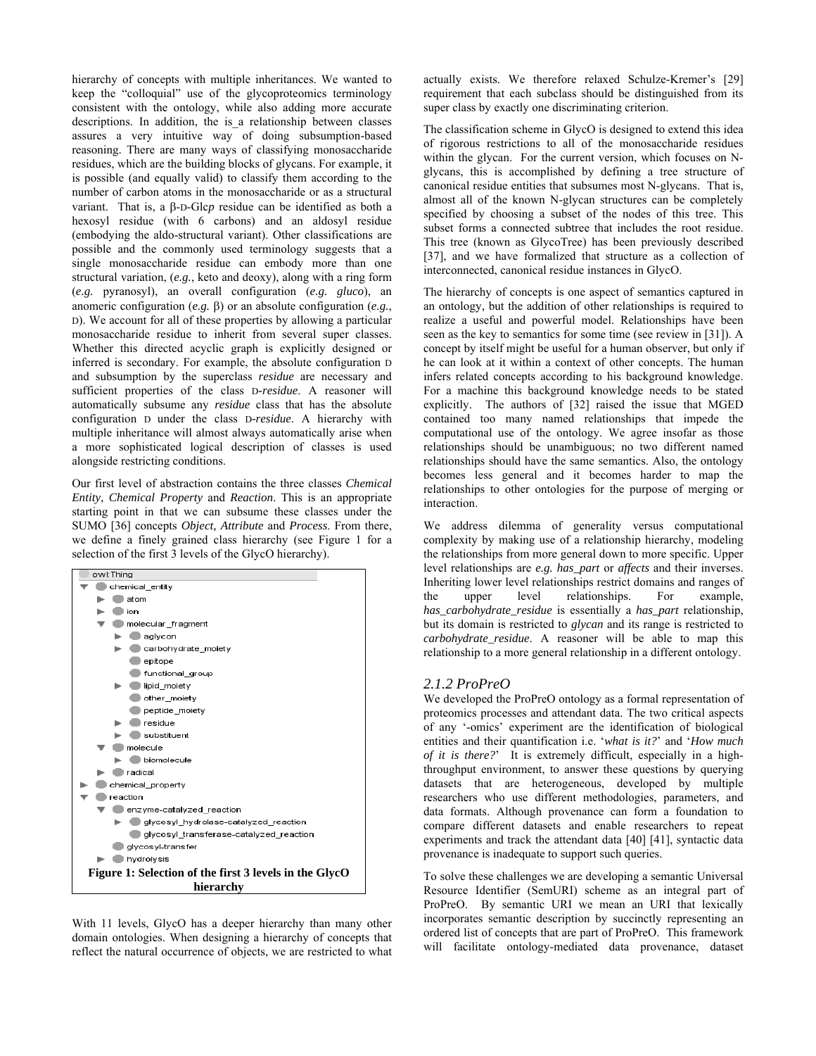hierarchy of concepts with multiple inheritances. We wanted to keep the "colloquial" use of the glycoproteomics terminology consistent with the ontology, while also adding more accurate descriptions. In addition, the is_a relationship between classes assures a very intuitive way of doing subsumption-based reasoning. There are many ways of classifying monosaccharide residues, which are the building blocks of glycans. For example, it is possible (and equally valid) to classify them according to the number of carbon atoms in the monosaccharide or as a structural variant. That is, a β-D-Glc*p* residue can be identified as both a hexosyl residue (with 6 carbons) and an aldosyl residue (embodying the aldo-structural variant). Other classifications are possible and the commonly used terminology suggests that a single monosaccharide residue can embody more than one structural variation, (*e.g.*, keto and deoxy), along with a ring form (*e.g.* pyranosyl), an overall configuration (*e.g. gluco*), an anomeric configuration (*e.g.* β) or an absolute configuration (*e.g.*, D). We account for all of these properties by allowing a particular monosaccharide residue to inherit from several super classes. Whether this directed acyclic graph is explicitly designed or inferred is secondary. For example, the absolute configuration D and subsumption by the superclass *residue* are necessary and sufficient properties of the class D-*residue*. A reasoner will automatically subsume any *residue* class that has the absolute configuration D under the class D-*residue*. A hierarchy with multiple inheritance will almost always automatically arise when a more sophisticated logical description of classes is used alongside restricting conditions.

Our first level of abstraction contains the three classes *Chemical Entity*, *Chemical Property* and *Reaction*. This is an appropriate starting point in that we can subsume these classes under the SUMO [36] concepts *Object, Attribute* and *Process*. From there, we define a finely grained class hierarchy (see Figure 1 for a selection of the first 3 levels of the GlycO hierarchy).

```
owl:Thing
▼ chemical_entity
    ► atom
    ► ion
    ▼ molecular_fragment
        ► aglycon
        ► carbohydrate_moiety
          epitope
          functional_group
        ► lipid_moiety
          other_moiety
          peptide_moiety
        ► residue
        ► substituent
    ▼ molecule
        ► biomolecule
    ► radical
► chemical_property
▼ reaction
    ▼ enzyme-catalyzed_reaction
        ► glycosyl_hydrolase-catalyzed_reaction
          glycosyl_transferase-catalyzed_reaction
      glycosyl-transfer
    ► hydrolysis
```

**Figure 1: Selection of the first 3 levels in the GlycO hierarchy**

With 11 levels, GlycO has a deeper hierarchy than many other domain ontologies. When designing a hierarchy of concepts that reflect the natural occurrence of objects, we are restricted to what actually exists. We therefore relaxed Schulze-Kremer's [29] requirement that each subclass should be distinguished from its super class by exactly one discriminating criterion.

The classification scheme in GlycO is designed to extend this idea of rigorous restrictions to all of the monosaccharide residues within the glycan. For the current version, which focuses on N-glycans, this is accomplished by defining a tree structure of canonical residue entities that subsumes most N-glycans. That is, almost all of the known N-glycan structures can be completely specified by choosing a subset of the nodes of this tree. This subset forms a connected subtree that includes the root residue. This tree (known as GlycoTree) has been previously described [37], and we have formalized that structure as a collection of interconnected, canonical residue instances in GlycO.

The hierarchy of concepts is one aspect of semantics captured in an ontology, but the addition of other relationships is required to realize a useful and powerful model. Relationships have been seen as the key to semantics for some time (see review in [31]). A concept by itself might be useful for a human observer, but only if he can look at it within a context of other concepts. The human infers related concepts according to his background knowledge. For a machine this background knowledge needs to be stated explicitly. The authors of [32] raised the issue that MGED contained too many named relationships that impede the computational use of the ontology. We agree insofar as those relationships should be unambiguous; no two different named relationships should have the same semantics. Also, the ontology becomes less general and it becomes harder to map the relationships to other ontologies for the purpose of merging or interaction.

We address dilemma of generality versus computational complexity by making use of a relationship hierarchy, modeling the relationships from more general down to more specific. Upper level relationships are *e.g. has_part* or *affects* and their inverses. Inheriting lower level relationships restrict domains and ranges of the upper level relationships. For example, *has_carbohydrate_residue* is essentially a *has_part* relationship, but its domain is restricted to *glycan* and its range is restricted to *carbohydrate_residue*. A reasoner will be able to map this relationship to a more general relationship in a different ontology.

### *2.1.2 ProPreO*

We developed the ProPreO ontology as a formal representation of proteomics processes and attendant data. The two critical aspects of any '-omics' experiment are the identification of biological entities and their quantification i.e. '*what is it?*' and '*How much of it is there?*' It is extremely difficult, especially in a high-throughput environment, to answer these questions by querying datasets that are heterogeneous, developed by multiple researchers who use different methodologies, parameters, and data formats. Although provenance can form a foundation to compare different datasets and enable researchers to repeat experiments and track the attendant data [40] [41], syntactic data provenance is inadequate to support such queries.

To solve these challenges we are developing a semantic Universal Resource Identifier (SemURI) scheme as an integral part of ProPreO. By semantic URI we mean an URI that lexically incorporates semantic description by succinctly representing an ordered list of concepts that are part of ProPreO. This framework will facilitate ontology-mediated data provenance, dataset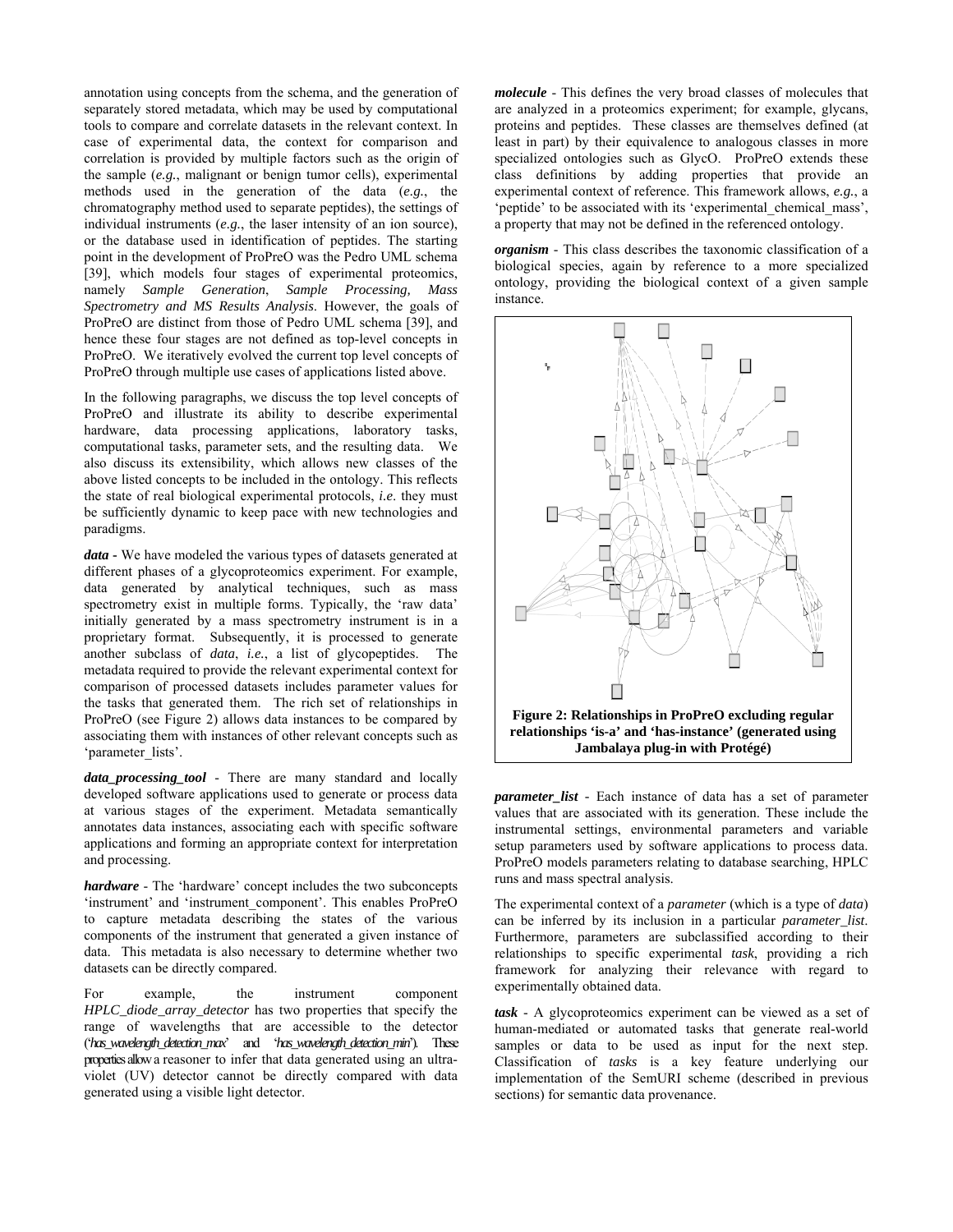annotation using concepts from the schema, and the generation of separately stored metadata, which may be used by computational tools to compare and correlate datasets in the relevant context. In case of experimental data, the context for comparison and correlation is provided by multiple factors such as the origin of the sample (*e.g.*, malignant or benign tumor cells), experimental methods used in the generation of the data (*e.g.*, the chromatography method used to separate peptides), the settings of individual instruments (*e.g.*, the laser intensity of an ion source), or the database used in identification of peptides. The starting point in the development of ProPreO was the Pedro UML schema [39], which models four stages of experimental proteomics, namely *Sample Generation*, *Sample Processing, Mass Spectrometry and MS Results Analysis*. However, the goals of ProPreO are distinct from those of Pedro UML schema [39], and hence these four stages are not defined as top-level concepts in ProPreO. We iteratively evolved the current top level concepts of ProPreO through multiple use cases of applications listed above.

In the following paragraphs, we discuss the top level concepts of ProPreO and illustrate its ability to describe experimental hardware, data processing applications, laboratory tasks, computational tasks, parameter sets, and the resulting data. We also discuss its extensibility, which allows new classes of the above listed concepts to be included in the ontology. This reflects the state of real biological experimental protocols, *i.e.* they must be sufficiently dynamic to keep pace with new technologies and paradigms.

***data*** - We have modeled the various types of datasets generated at different phases of a glycoproteomics experiment. For example, data generated by analytical techniques, such as mass spectrometry exist in multiple forms. Typically, the 'raw data' initially generated by a mass spectrometry instrument is in a proprietary format. Subsequently, it is processed to generate another subclass of *data*, *i.e.*, a list of glycopeptides. The metadata required to provide the relevant experimental context for comparison of processed datasets includes parameter values for the tasks that generated them. The rich set of relationships in ProPreO (see Figure 2) allows data instances to be compared by associating them with instances of other relevant concepts such as 'parameter_lists'.

***data_processing_tool*** - There are many standard and locally developed software applications used to generate or process data at various stages of the experiment. Metadata semantically annotates data instances, associating each with specific software applications and forming an appropriate context for interpretation and processing.

***hardware*** - The 'hardware' concept includes the two subconcepts 'instrument' and 'instrument_component'. This enables ProPreO to capture metadata describing the states of the various components of the instrument that generated a given instance of data. This metadata is also necessary to determine whether two datasets can be directly compared.

For example, the instrument component *HPLC_diode_array_detector* has two properties that specify the range of wavelengths that are accessible to the detector ('*has_wavelength_detection_max*' and '*has_wavelength_detection_min*'). These properties allow a reasoner to infer that data generated using an ultra-violet (UV) detector cannot be directly compared with data generated using a visible light detector.

***molecule*** - This defines the very broad classes of molecules that are analyzed in a proteomics experiment; for example, glycans, proteins and peptides. These classes are themselves defined (at least in part) by their equivalence to analogous classes in more specialized ontologies such as GlycO. ProPreO extends these class definitions by adding properties that provide an experimental context of reference. This framework allows, *e.g.*, a 'peptide' to be associated with its 'experimental_chemical_mass', a property that may not be defined in the referenced ontology.

***organism*** - This class describes the taxonomic classification of a biological species, again by reference to a more specialized ontology, providing the biological context of a given sample instance.

**Figure 2: Relationships in ProPreO excluding regular relationships 'is-a' and 'has-instance' (generated using Jambalaya plug-in with Protégé)**

***parameter_list*** - Each instance of data has a set of parameter values that are associated with its generation. These include the instrumental settings, environmental parameters and variable setup parameters used by software applications to process data. ProPreO models parameters relating to database searching, HPLC runs and mass spectral analysis.

The experimental context of a *parameter* (which is a type of *data*) can be inferred by its inclusion in a particular *parameter_list*. Furthermore, parameters are subclassified according to their relationships to specific experimental *task*, providing a rich framework for analyzing their relevance with regard to experimentally obtained data.

***task*** - A glycoproteomics experiment can be viewed as a set of human-mediated or automated tasks that generate real-world samples or data to be used as input for the next step. Classification of *tasks* is a key feature underlying our implementation of the SemURI scheme (described in previous sections) for semantic data provenance.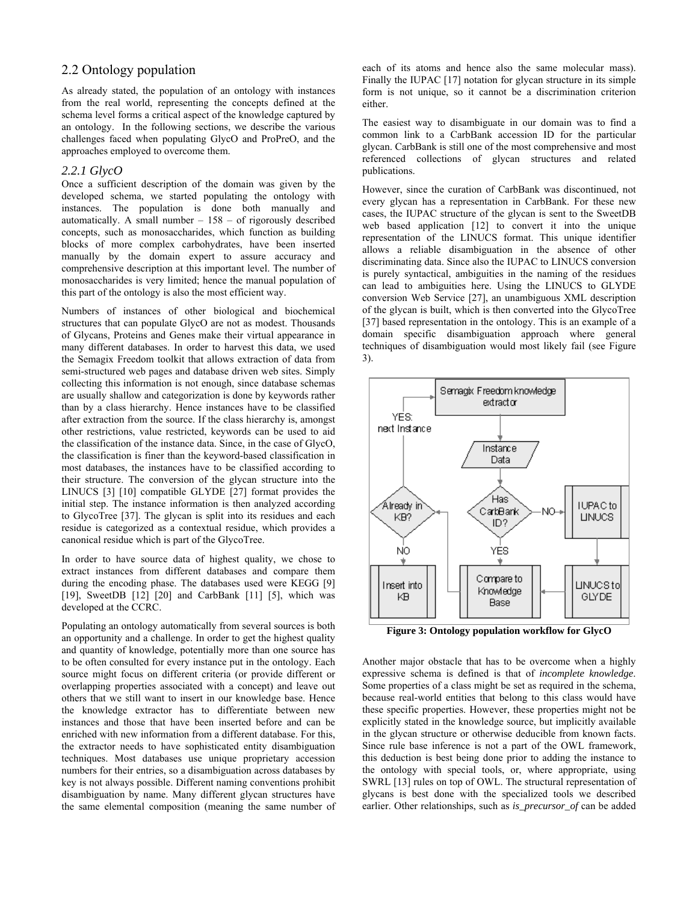## 2.2 Ontology population

As already stated, the population of an ontology with instances from the real world, representing the concepts defined at the schema level forms a critical aspect of the knowledge captured by an ontology. In the following sections, we describe the various challenges faced when populating GlycO and ProPreO, and the approaches employed to overcome them.

### 2.2.1 GlycO

Once a sufficient description of the domain was given by the developed schema, we started populating the ontology with instances. The population is done both manually and automatically. A small number – 158 – of rigorously described concepts, such as monosaccharides, which function as building blocks of more complex carbohydrates, have been inserted manually by the domain expert to assure accuracy and comprehensive description at this important level. The number of monosaccharides is very limited; hence the manual population of this part of the ontology is also the most efficient way.

Numbers of instances of other biological and biochemical structures that can populate GlycO are not as modest. Thousands of Glycans, Proteins and Genes make their virtual appearance in many different databases. In order to harvest this data, we used the Semagix Freedom toolkit that allows extraction of data from semi-structured web pages and database driven web sites. Simply collecting this information is not enough, since database schemas are usually shallow and categorization is done by keywords rather than by a class hierarchy. Hence instances have to be classified after extraction from the source. If the class hierarchy is, amongst other restrictions, value restricted, keywords can be used to aid the classification of the instance data. Since, in the case of GlycO, the classification is finer than the keyword-based classification in most databases, the instances have to be classified according to their structure. The conversion of the glycan structure into the LINUCS [3] [10] compatible GLYDE [27] format provides the initial step. The instance information is then analyzed according to GlycoTree [37]. The glycan is split into its residues and each residue is categorized as a contextual residue, which provides a canonical residue which is part of the GlycoTree.

In order to have source data of highest quality, we chose to extract instances from different databases and compare them during the encoding phase. The databases used were KEGG [9] [19], SweetDB [12] [20] and CarbBank [11] [5], which was developed at the CCRC.

Populating an ontology automatically from several sources is both an opportunity and a challenge. In order to get the highest quality and quantity of knowledge, potentially more than one source has to be often consulted for every instance put in the ontology. Each source might focus on different criteria (or provide different or overlapping properties associated with a concept) and leave out others that we still want to insert in our knowledge base. Hence the knowledge extractor has to differentiate between new instances and those that have been inserted before and can be enriched with new information from a different database. For this, the extractor needs to have sophisticated entity disambiguation techniques. Most databases use unique proprietary accession numbers for their entries, so a disambiguation across databases by key is not always possible. Different naming conventions prohibit disambiguation by name. Many different glycan structures have the same elemental composition (meaning the same number of each of its atoms and hence also the same molecular mass). Finally the IUPAC [17] notation for glycan structure in its simple form is not unique, so it cannot be a discrimination criterion either.

The easiest way to disambiguate in our domain was to find a common link to a CarbBank accession ID for the particular glycan. CarbBank is still one of the most comprehensive and most referenced collections of glycan structures and related publications.

However, since the curation of CarbBank was discontinued, not every glycan has a representation in CarbBank. For these new cases, the IUPAC structure of the glycan is sent to the SweetDB web based application [12] to convert it into the unique representation of the LINUCS format. This unique identifier allows a reliable disambiguation in the absence of other discriminating data. Since also the IUPAC to LINUCS conversion is purely syntactical, ambiguities in the naming of the residues can lead to ambiguities here. Using the LINUCS to GLYDE conversion Web Service [27], an unambiguous XML description of the glycan is built, which is then converted into the GlycoTree [37] based representation in the ontology. This is an example of a domain specific disambiguation approach where general techniques of disambiguation would most likely fail (see Figure 3).

**Figure 3: Ontology population workflow for GlycO**

Another major obstacle that has to be overcome when a highly expressive schema is defined is that of *incomplete knowledge*. Some properties of a class might be set as required in the schema, because real-world entities that belong to this class would have these specific properties. However, these properties might not be explicitly stated in the knowledge source, but implicitly available in the glycan structure or otherwise deducible from known facts. Since rule base inference is not a part of the OWL framework, this deduction is best being done prior to adding the instance to the ontology with special tools, or, where appropriate, using SWRL [13] rules on top of OWL. The structural representation of glycans is best done with the specialized tools we described earlier. Other relationships, such as *is_precursor_of* can be added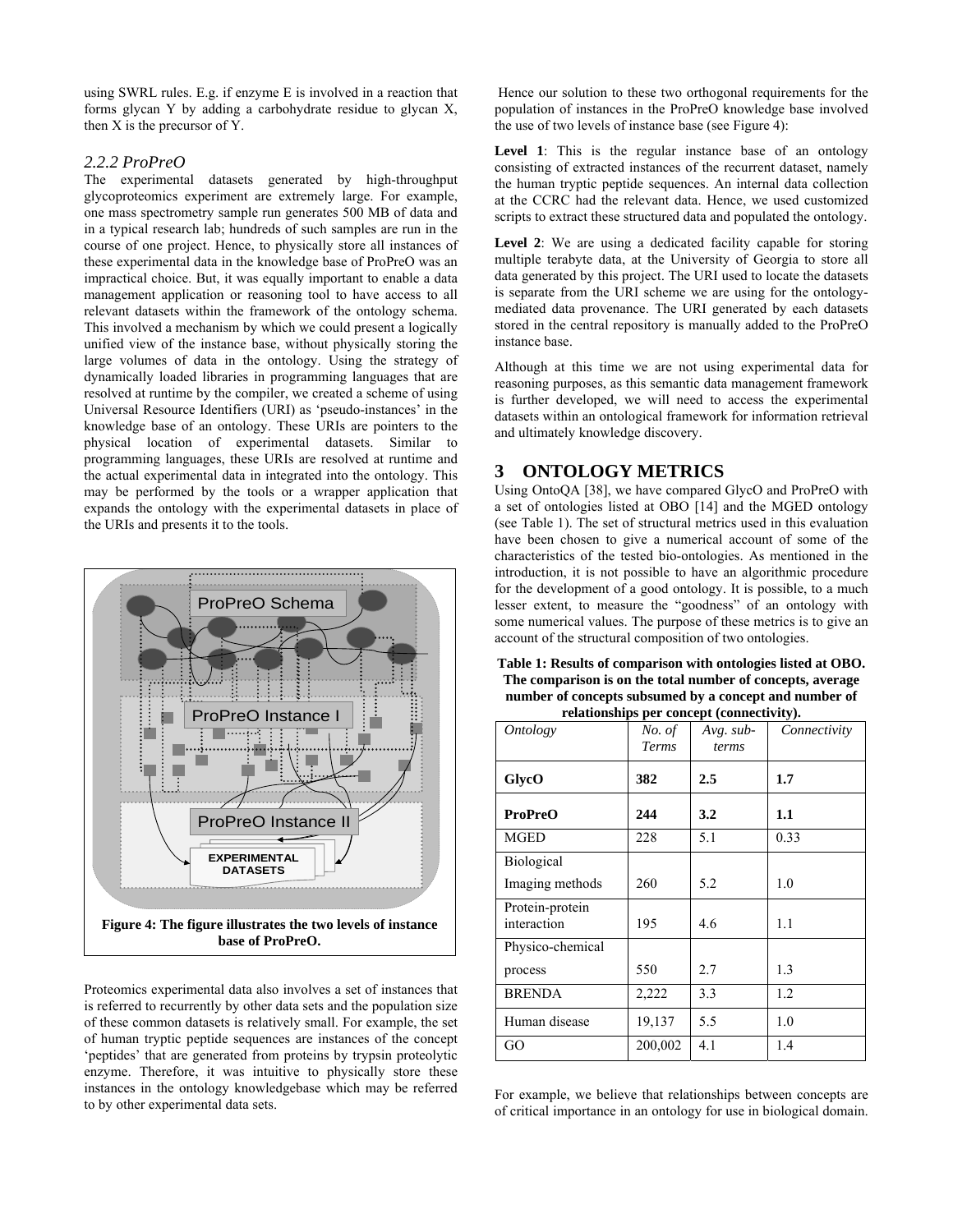using SWRL rules. E.g. if enzyme E is involved in a reaction that forms glycan Y by adding a carbohydrate residue to glycan X, then X is the precursor of Y.

### *2.2.2 ProPreO*

The experimental datasets generated by high-throughput glycoproteomics experiment are extremely large. For example, one mass spectrometry sample run generates 500 MB of data and in a typical research lab; hundreds of such samples are run in the course of one project. Hence, to physically store all instances of these experimental data in the knowledge base of ProPreO was an impractical choice. But, it was equally important to enable a data management application or reasoning tool to have access to all relevant datasets within the framework of the ontology schema. This involved a mechanism by which we could present a logically unified view of the instance base, without physically storing the large volumes of data in the ontology. Using the strategy of dynamically loaded libraries in programming languages that are resolved at runtime by the compiler, we created a scheme of using Universal Resource Identifiers (URI) as 'pseudo-instances' in the knowledge base of an ontology. These URIs are pointers to the physical location of experimental datasets. Similar to programming languages, these URIs are resolved at runtime and the actual experimental data in integrated into the ontology. This may be performed by the tools or a wrapper application that expands the ontology with the experimental datasets in place of the URIs and presents it to the tools.

**Figure 4: The figure illustrates the two levels of instance base of ProPreO.**

Proteomics experimental data also involves a set of instances that is referred to recurrently by other data sets and the population size of these common datasets is relatively small. For example, the set of human tryptic peptide sequences are instances of the concept 'peptides' that are generated from proteins by trypsin proteolytic enzyme. Therefore, it was intuitive to physically store these instances in the ontology knowledgebase which may be referred to by other experimental data sets.

Hence our solution to these two orthogonal requirements for the population of instances in the ProPreO knowledge base involved the use of two levels of instance base (see Figure 4):

**Level 1**: This is the regular instance base of an ontology consisting of extracted instances of the recurrent dataset, namely the human tryptic peptide sequences. An internal data collection at the CCRC had the relevant data. Hence, we used customized scripts to extract these structured data and populated the ontology.

**Level 2**: We are using a dedicated facility capable for storing multiple terabyte data, at the University of Georgia to store all data generated by this project. The URI used to locate the datasets is separate from the URI scheme we are using for the ontology-mediated data provenance. The URI generated by each datasets stored in the central repository is manually added to the ProPreO instance base.

Although at this time we are not using experimental data for reasoning purposes, as this semantic data management framework is further developed, we will need to access the experimental datasets within an ontological framework for information retrieval and ultimately knowledge discovery.

# 3 ONTOLOGY METRICS

Using OntoQA [38], we have compared GlycO and ProPreO with a set of ontologies listed at OBO [14] and the MGED ontology (see Table 1). The set of structural metrics used in this evaluation have been chosen to give a numerical account of some of the characteristics of the tested bio-ontologies. As mentioned in the introduction, it is not possible to have an algorithmic procedure for the development of a good ontology. It is possible, to a much lesser extent, to measure the "goodness" of an ontology with some numerical values. The purpose of these metrics is to give an account of the structural composition of two ontologies.

**Table 1: Results of comparison with ontologies listed at OBO. The comparison is on the total number of concepts, average number of concepts subsumed by a concept and number of relationships per concept (connectivity).**

| *Ontology* | *No. of Terms* | *Avg. sub-terms* | *Connectivity* |
|---|---|---|---|
| **GlycO** | **382** | **2.5** | **1.7** |
| **ProPreO** | **244** | **3.2** | **1.1** |
| MGED | 228 | 5.1 | 0.33 |
| Biological Imaging methods | 260 | 5.2 | 1.0 |
| Protein-protein interaction | 195 | 4.6 | 1.1 |
| Physico-chemical process | 550 | 2.7 | 1.3 |
| BRENDA | 2,222 | 3.3 | 1.2 |
| Human disease | 19,137 | 5.5 | 1.0 |
| GO | 200,002 | 4.1 | 1.4 |

For example, we believe that relationships between concepts are of critical importance in an ontology for use in biological domain.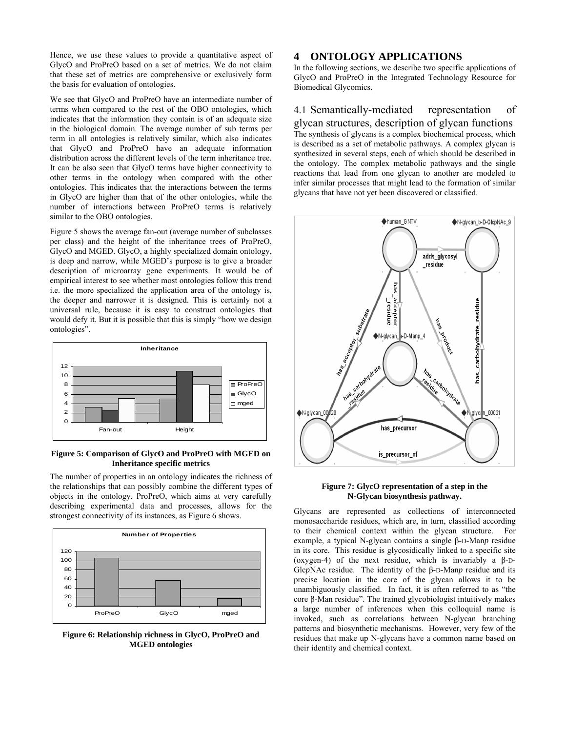Hence, we use these values to provide a quantitative aspect of GlycO and ProPreO based on a set of metrics. We do not claim that these set of metrics are comprehensive or exclusively form the basis for evaluation of ontologies.

We see that GlycO and ProPreO have an intermediate number of terms when compared to the rest of the OBO ontologies, which indicates that the information they contain is of an adequate size in the biological domain. The average number of sub terms per term in all ontologies is relatively similar, which also indicates that GlycO and ProPreO have an adequate information distribution across the different levels of the term inheritance tree. It can be also seen that GlycO terms have higher connectivity to other terms in the ontology when compared with the other ontologies. This indicates that the interactions between the terms in GlycO are higher than that of the other ontologies, while the number of interactions between ProPreO terms is relatively similar to the OBO ontologies.

Figure 5 shows the average fan-out (average number of subclasses per class) and the height of the inheritance trees of ProPreO, GlycO and MGED. GlycO, a highly specialized domain ontology, is deep and narrow, while MGED's purpose is to give a broader description of microarray gene experiments. It would be of empirical interest to see whether most ontologies follow this trend i.e. the more specialized the application area of the ontology is, the deeper and narrower it is designed. This is certainly not a universal rule, because it is easy to construct ontologies that would defy it. But it is possible that this is simply "how we design ontologies".

**Figure 5: Comparison of GlycO and ProPreO with MGED on Inheritance specific metrics**

The number of properties in an ontology indicates the richness of the relationships that can possibly combine the different types of objects in the ontology. ProPreO, which aims at very carefully describing experimental data and processes, allows for the strongest connectivity of its instances, as Figure 6 shows.

**Figure 6: Relationship richness in GlycO, ProPreO and MGED ontologies**

# 4 ONTOLOGY APPLICATIONS

In the following sections, we describe two specific applications of GlycO and ProPreO in the Integrated Technology Resource for Biomedical Glycomics.

## 4.1 Semantically-mediated representation of glycan structures, description of glycan functions

The synthesis of glycans is a complex biochemical process, which is described as a set of metabolic pathways. A complex glycan is synthesized in several steps, each of which should be described in the ontology. The complex metabolic pathways and the single reactions that lead from one glycan to another are modeled to infer similar processes that might lead to the formation of similar glycans that have not yet been discovered or classified.

**Figure 7: GlycO representation of a step in the N-Glycan biosynthesis pathway.**

Glycans are represented as collections of interconnected monosaccharide residues, which are, in turn, classified according to their chemical context within the glycan structure. For example, a typical N-glycan contains a single β-D-Man*p* residue in its core. This residue is glycosidically linked to a specific site (oxygen-4) of the next residue, which is invariably a β-D-Glc*p*NAc residue. The identity of the β-D-Man*p* residue and its precise location in the core of the glycan allows it to be unambiguously classified. In fact, it is often referred to as "the core β-Man residue". The trained glycobiologist intuitively makes a large number of inferences when this colloquial name is invoked, such as correlations between N-glycan branching patterns and biosynthetic mechanisms. However, very few of the residues that make up N-glycans have a common name based on their identity and chemical context.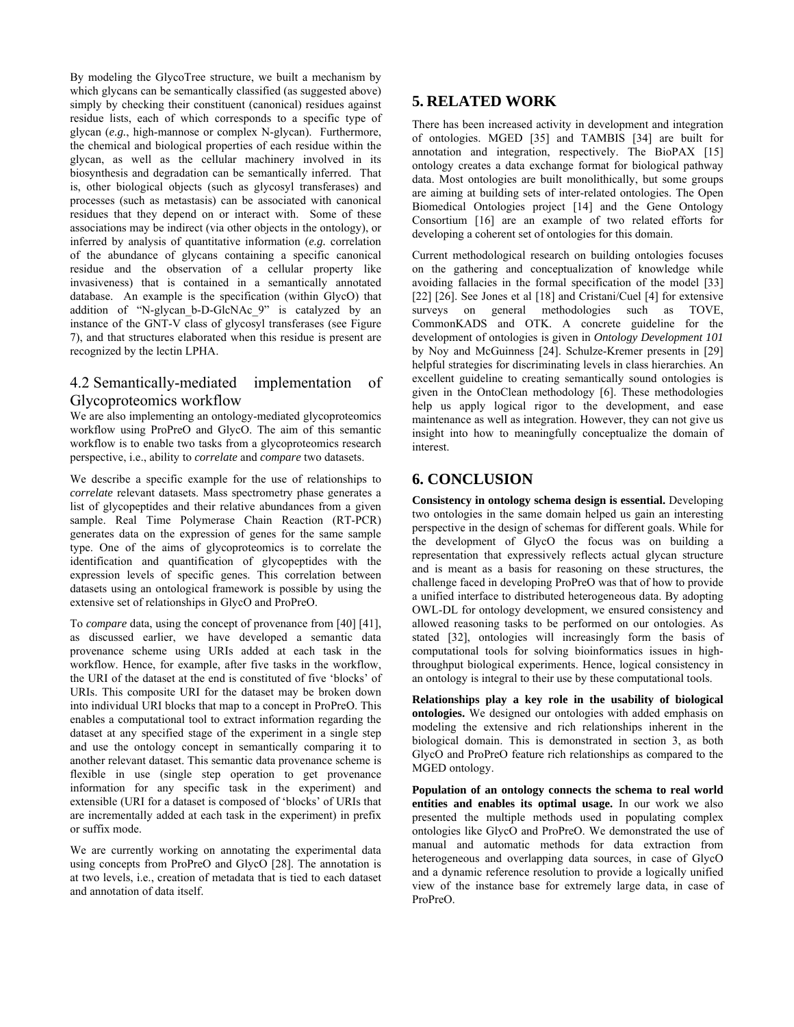By modeling the GlycoTree structure, we built a mechanism by which glycans can be semantically classified (as suggested above) simply by checking their constituent (canonical) residues against residue lists, each of which corresponds to a specific type of glycan (*e.g.*, high-mannose or complex N-glycan). Furthermore, the chemical and biological properties of each residue within the glycan, as well as the cellular machinery involved in its biosynthesis and degradation can be semantically inferred. That is, other biological objects (such as glycosyl transferases) and processes (such as metastasis) can be associated with canonical residues that they depend on or interact with. Some of these associations may be indirect (via other objects in the ontology), or inferred by analysis of quantitative information (*e.g.* correlation of the abundance of glycans containing a specific canonical residue and the observation of a cellular property like invasiveness) that is contained in a semantically annotated database. An example is the specification (within GlycO) that addition of "N-glycan_b-D-GlcNAc_9" is catalyzed by an instance of the GNT-V class of glycosyl transferases (see Figure 7), and that structures elaborated when this residue is present are recognized by the lectin LPHA.

## 4.2 Semantically-mediated implementation of Glycoproteomics workflow

We are also implementing an ontology-mediated glycoproteomics workflow using ProPreO and GlycO. The aim of this semantic workflow is to enable two tasks from a glycoproteomics research perspective, i.e., ability to *correlate* and *compare* two datasets.

We describe a specific example for the use of relationships to *correlate* relevant datasets. Mass spectrometry phase generates a list of glycopeptides and their relative abundances from a given sample. Real Time Polymerase Chain Reaction (RT-PCR) generates data on the expression of genes for the same sample type. One of the aims of glycoproteomics is to correlate the identification and quantification of glycopeptides with the expression levels of specific genes. This correlation between datasets using an ontological framework is possible by using the extensive set of relationships in GlycO and ProPreO.

To *compare* data, using the concept of provenance from [40] [41], as discussed earlier, we have developed a semantic data provenance scheme using URIs added at each task in the workflow. Hence, for example, after five tasks in the workflow, the URI of the dataset at the end is constituted of five 'blocks' of URIs. This composite URI for the dataset may be broken down into individual URI blocks that map to a concept in ProPreO. This enables a computational tool to extract information regarding the dataset at any specified stage of the experiment in a single step and use the ontology concept in semantically comparing it to another relevant dataset. This semantic data provenance scheme is flexible in use (single step operation to get provenance information for any specific task in the experiment) and extensible (URI for a dataset is composed of 'blocks' of URIs that are incrementally added at each task in the experiment) in prefix or suffix mode.

We are currently working on annotating the experimental data using concepts from ProPreO and GlycO [28]. The annotation is at two levels, i.e., creation of metadata that is tied to each dataset and annotation of data itself.

# 5. RELATED WORK

There has been increased activity in development and integration of ontologies. MGED [35] and TAMBIS [34] are built for annotation and integration, respectively. The BioPAX [15] ontology creates a data exchange format for biological pathway data. Most ontologies are built monolithically, but some groups are aiming at building sets of inter-related ontologies. The Open Biomedical Ontologies project [14] and the Gene Ontology Consortium [16] are an example of two related efforts for developing a coherent set of ontologies for this domain.

Current methodological research on building ontologies focuses on the gathering and conceptualization of knowledge while avoiding fallacies in the formal specification of the model [33] [22] [26]. See Jones et al [18] and Cristani/Cuel [4] for extensive surveys on general methodologies such as TOVE, CommonKADS and OTK. A concrete guideline for the development of ontologies is given in *Ontology Development 101* by Noy and McGuinness [24]. Schulze-Kremer presents in [29] helpful strategies for discriminating levels in class hierarchies. An excellent guideline to creating semantically sound ontologies is given in the OntoClean methodology [6]. These methodologies help us apply logical rigor to the development, and ease maintenance as well as integration. However, they can not give us insight into how to meaningfully conceptualize the domain of interest.

# 6. CONCLUSION

**Consistency in ontology schema design is essential.** Developing two ontologies in the same domain helped us gain an interesting perspective in the design of schemas for different goals. While for the development of GlycO the focus was on building a representation that expressively reflects actual glycan structure and is meant as a basis for reasoning on these structures, the challenge faced in developing ProPreO was that of how to provide a unified interface to distributed heterogeneous data. By adopting OWL-DL for ontology development, we ensured consistency and allowed reasoning tasks to be performed on our ontologies. As stated [32], ontologies will increasingly form the basis of computational tools for solving bioinformatics issues in high-throughput biological experiments. Hence, logical consistency in an ontology is integral to their use by these computational tools.

**Relationships play a key role in the usability of biological ontologies.** We designed our ontologies with added emphasis on modeling the extensive and rich relationships inherent in the biological domain. This is demonstrated in section 3, as both GlycO and ProPreO feature rich relationships as compared to the MGED ontology.

**Population of an ontology connects the schema to real world entities and enables its optimal usage.** In our work we also presented the multiple methods used in populating complex ontologies like GlycO and ProPreO. We demonstrated the use of manual and automatic methods for data extraction from heterogeneous and overlapping data sources, in case of GlycO and a dynamic reference resolution to provide a logically unified view of the instance base for extremely large data, in case of ProPreO.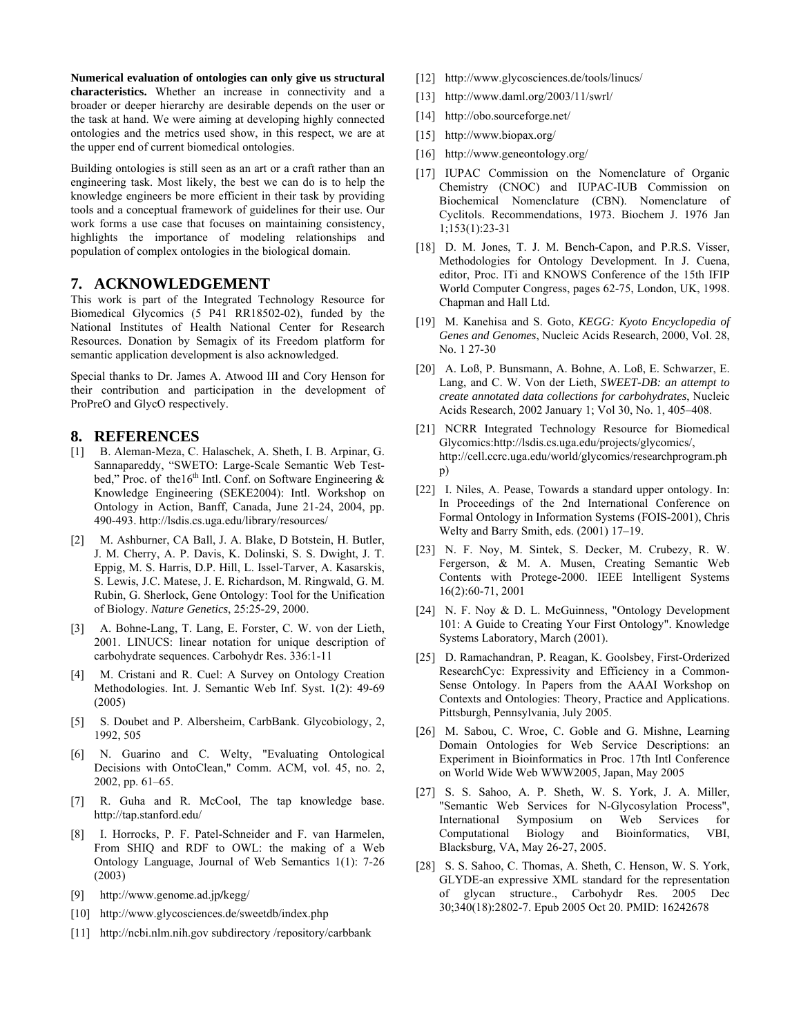**Numerical evaluation of ontologies can only give us structural characteristics.** Whether an increase in connectivity and a broader or deeper hierarchy are desirable depends on the user or the task at hand. We were aiming at developing highly connected ontologies and the metrics used show, in this respect, we are at the upper end of current biomedical ontologies.

Building ontologies is still seen as an art or a craft rather than an engineering task. Most likely, the best we can do is to help the knowledge engineers be more efficient in their task by providing tools and a conceptual framework of guidelines for their use. Our work forms a use case that focuses on maintaining consistency, highlights the importance of modeling relationships and population of complex ontologies in the biological domain.

## 7. ACKNOWLEDGEMENT

This work is part of the Integrated Technology Resource for Biomedical Glycomics (5 P41 RR18502-02), funded by the National Institutes of Health National Center for Research Resources. Donation by Semagix of its Freedom platform for semantic application development is also acknowledged.

Special thanks to Dr. James A. Atwood III and Cory Henson for their contribution and participation in the development of ProPreO and GlycO respectively.

## 8. REFERENCES

[1] B. Aleman-Meza, C. Halaschek, A. Sheth, I. B. Arpinar, G. Sannapareddy, "SWETO: Large-Scale Semantic Web Test-bed," Proc. of the16th Intl. Conf. on Software Engineering & Knowledge Engineering (SEKE2004): Intl. Workshop on Ontology in Action, Banff, Canada, June 21-24, 2004, pp. 490-493. http://lsdis.cs.uga.edu/library/resources/

[2] M. Ashburner, CA Ball, J. A. Blake, D Botstein, H. Butler, J. M. Cherry, A. P. Davis, K. Dolinski, S. S. Dwight, J. T. Eppig, M. S. Harris, D.P. Hill, L. Issel-Tarver, A. Kasarskis, S. Lewis, J.C. Matese, J. E. Richardson, M. Ringwald, G. M. Rubin, G. Sherlock, Gene Ontology: Tool for the Unification of Biology. *Nature Genetics*, 25:25-29, 2000.

[3] A. Bohne-Lang, T. Lang, E. Forster, C. W. von der Lieth, 2001. LINUCS: linear notation for unique description of carbohydrate sequences. Carbohydr Res. 336:1-11

[4] M. Cristani and R. Cuel: A Survey on Ontology Creation Methodologies. Int. J. Semantic Web Inf. Syst. 1(2): 49-69 (2005)

[5] S. Doubet and P. Albersheim, CarbBank. Glycobiology, 2, 1992, 505

[6] N. Guarino and C. Welty, "Evaluating Ontological Decisions with OntoClean," Comm. ACM, vol. 45, no. 2, 2002, pp. 61–65.

[7] R. Guha and R. McCool, The tap knowledge base. http://tap.stanford.edu/

[8] I. Horrocks, P. F. Patel-Schneider and F. van Harmelen, From SHIQ and RDF to OWL: the making of a Web Ontology Language, Journal of Web Semantics 1(1): 7-26 (2003)

[9] http://www.genome.ad.jp/kegg/

[10] http://www.glycosciences.de/sweetdb/index.php

[11] http://ncbi.nlm.nih.gov subdirectory /repository/carbbank

[12] http://www.glycosciences.de/tools/linucs/

[13] http://www.daml.org/2003/11/swrl/

[14] http://obo.sourceforge.net/

[15] http://www.biopax.org/

[16] http://www.geneontology.org/

[17] IUPAC Commission on the Nomenclature of Organic Chemistry (CNOC) and IUPAC-IUB Commission on Biochemical Nomenclature (CBN). Nomenclature of Cyclitols. Recommendations, 1973. Biochem J. 1976 Jan 1;153(1):23-31

[18] D. M. Jones, T. J. M. Bench-Capon, and P.R.S. Visser, Methodologies for Ontology Development. In J. Cuena, editor, Proc. ITi and KNOWS Conference of the 15th IFIP World Computer Congress, pages 62-75, London, UK, 1998. Chapman and Hall Ltd.

[19] M. Kanehisa and S. Goto, *KEGG: Kyoto Encyclopedia of Genes and Genomes*, Nucleic Acids Research, 2000, Vol. 28, No. 1 27-30

[20] A. Loß, P. Bunsmann, A. Bohne, A. Loß, E. Schwarzer, E. Lang, and C. W. Von der Lieth, *SWEET-DB: an attempt to create annotated data collections for carbohydrates*, Nucleic Acids Research, 2002 January 1; Vol 30, No. 1, 405–408.

[21] NCRR Integrated Technology Resource for Biomedical Glycomics:http://lsdis.cs.uga.edu/projects/glycomics/, http://cell.ccrc.uga.edu/world/glycomics/researchprogram.php)

[22] I. Niles, A. Pease, Towards a standard upper ontology. In: In Proceedings of the 2nd International Conference on Formal Ontology in Information Systems (FOIS-2001), Chris Welty and Barry Smith, eds. (2001) 17–19.

[23] N. F. Noy, M. Sintek, S. Decker, M. Crubezy, R. W. Fergerson, & M. A. Musen, Creating Semantic Web Contents with Protege-2000. IEEE Intelligent Systems 16(2):60-71, 2001

[24] N. F. Noy & D. L. McGuinness, "Ontology Development 101: A Guide to Creating Your First Ontology". Knowledge Systems Laboratory, March (2001).

[25] D. Ramachandran, P. Reagan, K. Goolsbey, First-Orderized ResearchCyc: Expressivity and Efficiency in a Common-Sense Ontology. In Papers from the AAAI Workshop on Contexts and Ontologies: Theory, Practice and Applications. Pittsburgh, Pennsylvania, July 2005.

[26] M. Sabou, C. Wroe, C. Goble and G. Mishne, Learning Domain Ontologies for Web Service Descriptions: an Experiment in Bioinformatics in Proc. 17th Intl Conference on World Wide Web WWW2005, Japan, May 2005

[27] S. S. Sahoo, A. P. Sheth, W. S. York, J. A. Miller, "Semantic Web Services for N-Glycosylation Process", International Symposium on Web Services for Computational Biology and Bioinformatics, VBI, Blacksburg, VA, May 26-27, 2005.

[28] S. S. Sahoo, C. Thomas, A. Sheth, C. Henson, W. S. York, GLYDE-an expressive XML standard for the representation of glycan structure., Carbohydr Res. 2005 Dec 30;340(18):2802-7. Epub 2005 Oct 20. PMID: 16242678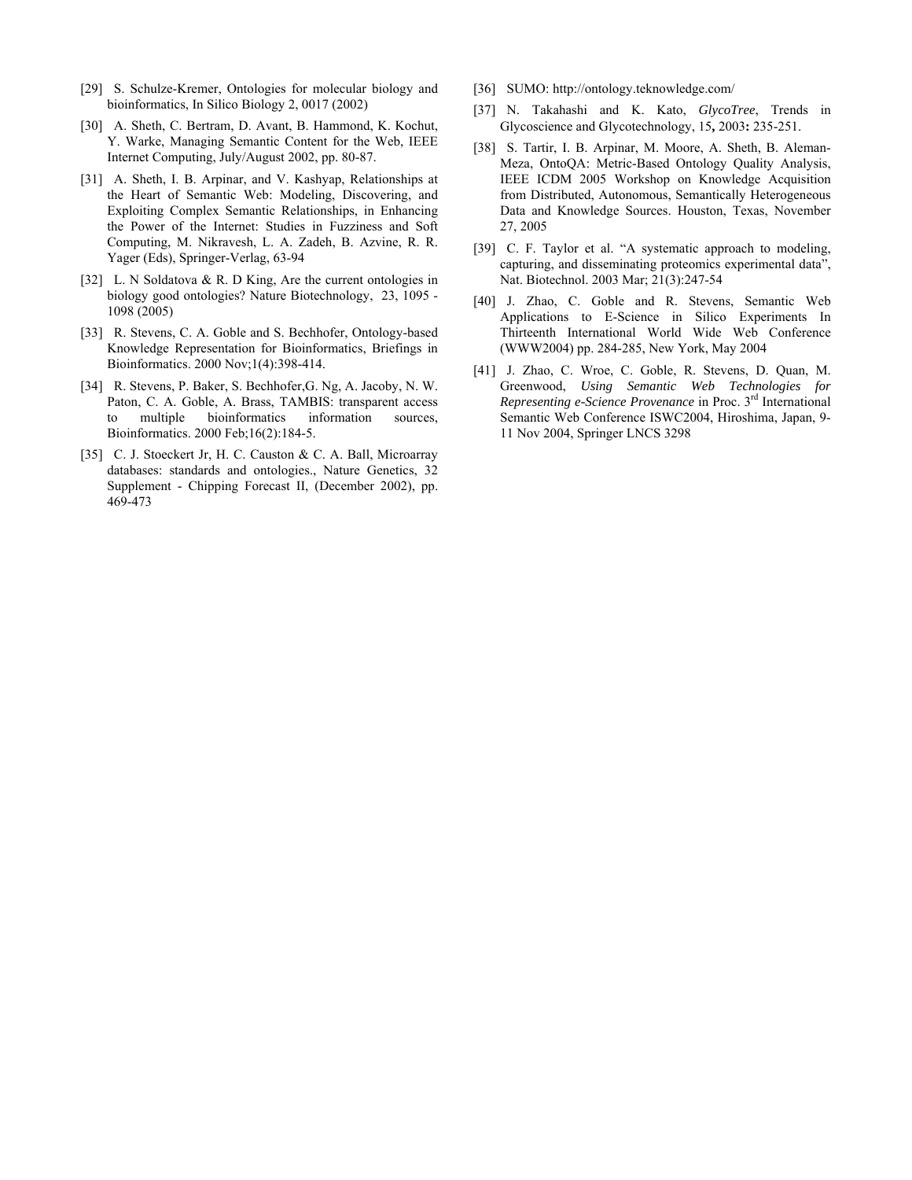[29] S. Schulze-Kremer, Ontologies for molecular biology and bioinformatics, In Silico Biology 2, 0017 (2002)

[30] A. Sheth, C. Bertram, D. Avant, B. Hammond, K. Kochut, Y. Warke, Managing Semantic Content for the Web, IEEE Internet Computing, July/August 2002, pp. 80-87.

[31] A. Sheth, I. B. Arpinar, and V. Kashyap, Relationships at the Heart of Semantic Web: Modeling, Discovering, and Exploiting Complex Semantic Relationships, in Enhancing the Power of the Internet: Studies in Fuzziness and Soft Computing, M. Nikravesh, L. A. Zadeh, B. Azvine, R. R. Yager (Eds), Springer-Verlag, 63-94

[32] L. N Soldatova & R. D King, Are the current ontologies in biology good ontologies? Nature Biotechnology, 23, 1095 - 1098 (2005)

[33] R. Stevens, C. A. Goble and S. Bechhofer, Ontology-based Knowledge Representation for Bioinformatics, Briefings in Bioinformatics. 2000 Nov;1(4):398-414.

[34] R. Stevens, P. Baker, S. Bechhofer,G. Ng, A. Jacoby, N. W. Paton, C. A. Goble, A. Brass, TAMBIS: transparent access to multiple bioinformatics information sources, Bioinformatics. 2000 Feb;16(2):184-5.

[35] C. J. Stoeckert Jr, H. C. Causton & C. A. Ball, Microarray databases: standards and ontologies., Nature Genetics, 32 Supplement - Chipping Forecast II, (December 2002), pp. 469-473

[36] SUMO: http://ontology.teknowledge.com/

[37] N. Takahashi and K. Kato, *GlycoTree*, Trends in Glycoscience and Glycotechnology, 15**,** 2003**:** 235-251.

[38] S. Tartir, I. B. Arpinar, M. Moore, A. Sheth, B. Aleman-Meza, OntoQA: Metric-Based Ontology Quality Analysis, IEEE ICDM 2005 Workshop on Knowledge Acquisition from Distributed, Autonomous, Semantically Heterogeneous Data and Knowledge Sources. Houston, Texas, November 27, 2005

[39] C. F. Taylor et al. "A systematic approach to modeling, capturing, and disseminating proteomics experimental data", Nat. Biotechnol. 2003 Mar; 21(3):247-54

[40] J. Zhao, C. Goble and R. Stevens, Semantic Web Applications to E-Science in Silico Experiments In Thirteenth International World Wide Web Conference (WWW2004) pp. 284-285, New York, May 2004

[41] J. Zhao, C. Wroe, C. Goble, R. Stevens, D. Quan, M. Greenwood, *Using Semantic Web Technologies for Representing e-Science Provenance* in Proc. 3rd International Semantic Web Conference ISWC2004, Hiroshima, Japan, 9-11 Nov 2004, Springer LNCS 3298